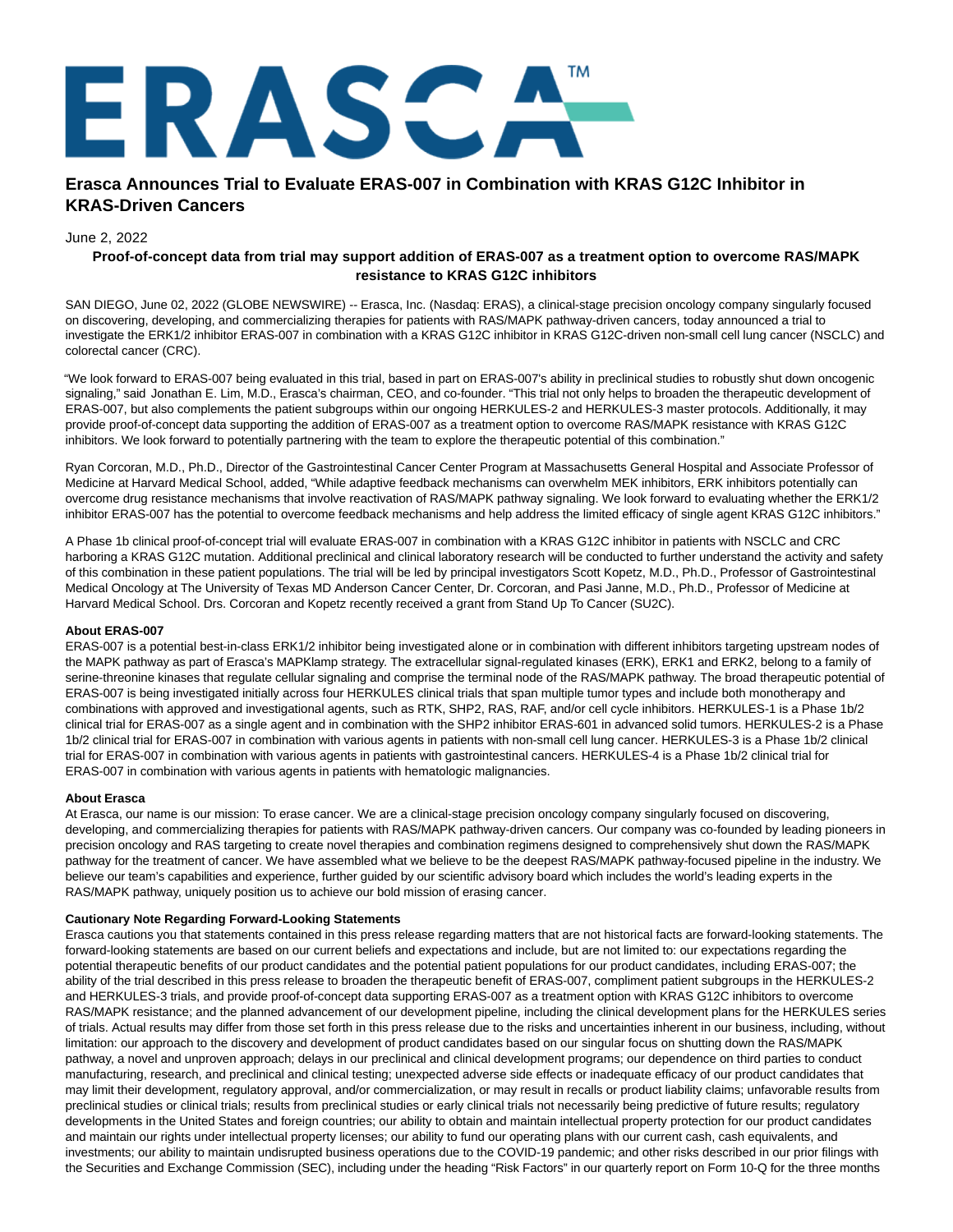# Erasca Announces Trial to Evaluate ERAS-007 in Combination with KRAS G12C Inhibitor in KRAS-Driven Cancers

June 2, 2022

**Proof-of-concept data from trial may support addition of ERAS-007 as a treatment option to overcome RAS/MAPK resistance to KRAS G12C inhibitors**

SAN DIEGO, June 02, 2022 (GLOBE NEWSWIRE) -- Erasca, Inc. (Nasdaq: ERAS), a clinical-stage precision oncology company singularly focused on discovering, developing, and commercializing therapies for patients with RAS/MAPK pathway-driven cancers, today announced a trial to investigate the ERK1/2 inhibitor ERAS-007 in combination with a KRAS G12C inhibitor in KRAS G12C-driven non-small cell lung cancer (NSCLC) and colorectal cancer (CRC).

"We look forward to ERAS-007 being evaluated in this trial, based in part on ERAS-007's ability in preclinical studies to robustly shut down oncogenic signaling," said Jonathan E. Lim, M.D., Erasca's chairman, CEO, and co-founder. "This trial not only helps to broaden the therapeutic development of ERAS-007, but also complements the patient subgroups within our ongoing HERKULES-2 and HERKULES-3 master protocols. Additionally, it may provide proof-of-concept data supporting the addition of ERAS-007 as a treatment option to overcome RAS/MAPK resistance with KRAS G12C inhibitors. We look forward to potentially partnering with the team to explore the therapeutic potential of this combination."

Ryan Corcoran, M.D., Ph.D., Director of the Gastrointestinal Cancer Center Program at Massachusetts General Hospital and Associate Professor of Medicine at Harvard Medical School, added, "While adaptive feedback mechanisms can overwhelm MEK inhibitors, ERK inhibitors potentially can overcome drug resistance mechanisms that involve reactivation of RAS/MAPK pathway signaling. We look forward to evaluating whether the ERK1/2 inhibitor ERAS-007 has the potential to overcome feedback mechanisms and help address the limited efficacy of single agent KRAS G12C inhibitors."

A Phase 1b clinical proof-of-concept trial will evaluate ERAS-007 in combination with a KRAS G12C inhibitor in patients with NSCLC and CRC harboring a KRAS G12C mutation. Additional preclinical and clinical laboratory research will be conducted to further understand the activity and safety of this combination in these patient populations. The trial will be led by principal investigators Scott Kopetz, M.D., Ph.D., Professor of Gastrointestinal Medical Oncology at The University of Texas MD Anderson Cancer Center, Dr. Corcoran, and Pasi Janne, M.D., Ph.D., Professor of Medicine at Harvard Medical School. Drs. Corcoran and Kopetz recently received a grant from Stand Up To Cancer (SU2C).

**About ERAS-007**

ERAS-007 is a potential best-in-class ERK1/2 inhibitor being investigated alone or in combination with different inhibitors targeting upstream nodes of the MAPK pathway as part of Erasca's MAPKlamp strategy. The extracellular signal-regulated kinases (ERK), ERK1 and ERK2, belong to a family of serine-threonine kinases that regulate cellular signaling and comprise the terminal node of the RAS/MAPK pathway. The broad therapeutic potential of ERAS-007 is being investigated initially across four HERKULES clinical trials that span multiple tumor types and include both monotherapy and combinations with approved and investigational agents, such as RTK, SHP2, RAS, RAF, and/or cell cycle inhibitors. HERKULES-1 is a Phase 1b/2 clinical trial for ERAS-007 as a single agent and in combination with the SHP2 inhibitor ERAS-601 in advanced solid tumors. HERKULES-2 is a Phase 1b/2 clinical trial for ERAS-007 in combination with various agents in patients with non-small cell lung cancer. HERKULES-3 is a Phase 1b/2 clinical trial for ERAS-007 in combination with various agents in patients with gastrointestinal cancers. HERKULES-4 is a Phase 1b/2 clinical trial for ERAS-007 in combination with various agents in patients with hematologic malignancies.

**About Erasca**

At Erasca, our name is our mission: To erase cancer. We are a clinical-stage precision oncology company singularly focused on discovering, developing, and commercializing therapies for patients with RAS/MAPK pathway-driven cancers. Our company was co-founded by leading pioneers in precision oncology and RAS targeting to create novel therapies and combination regimens designed to comprehensively shut down the RAS/MAPK pathway for the treatment of cancer. We have assembled what we believe to be the deepest RAS/MAPK pathway-focused pipeline in the industry. We believe our team's capabilities and experience, further guided by our scientific advisory board which includes the world's leading experts in the RAS/MAPK pathway, uniquely position us to achieve our bold mission of erasing cancer.

**Cautionary Note Regarding Forward-Looking Statements**

Erasca cautions you that statements contained in this press release regarding matters that are not historical facts are forward-looking statements. The forward-looking statements are based on our current beliefs and expectations and include, but are not limited to: our expectations regarding the potential therapeutic benefits of our product candidates and the potential patient populations for our product candidates, including ERAS-007; the ability of the trial described in this press release to broaden the therapeutic benefit of ERAS-007, compliment patient subgroups in the HERKULES-2 and HERKULES-3 trials, and provide proof-of-concept data supporting ERAS-007 as a treatment option with KRAS G12C inhibitors to overcome RAS/MAPK resistance; and the planned advancement of our development pipeline, including the clinical development plans for the HERKULES series of trials. Actual results may differ from those set forth in this press release due to the risks and uncertainties inherent in our business, including, without limitation: our approach to the discovery and development of product candidates based on our singular focus on shutting down the RAS/MAPK pathway, a novel and unproven approach; delays in our preclinical and clinical development programs; our dependence on third parties to conduct manufacturing, research, and preclinical and clinical testing; unexpected adverse side effects or inadequate efficacy of our product candidates that may limit their development, regulatory approval, and/or commercialization, or may result in recalls or product liability claims; unfavorable results from preclinical studies or clinical trials; results from preclinical studies or early clinical trials not necessarily being predictive of future results; regulatory developments in the United States and foreign countries; our ability to obtain and maintain intellectual property protection for our product candidates and maintain our rights under intellectual property licenses; our ability to fund our operating plans with our current cash, cash equivalents, and investments; our ability to maintain undisrupted business operations due to the COVID-19 pandemic; and other risks described in our prior filings with the Securities and Exchange Commission (SEC), including under the heading "Risk Factors" in our quarterly report on Form 10-Q for the three months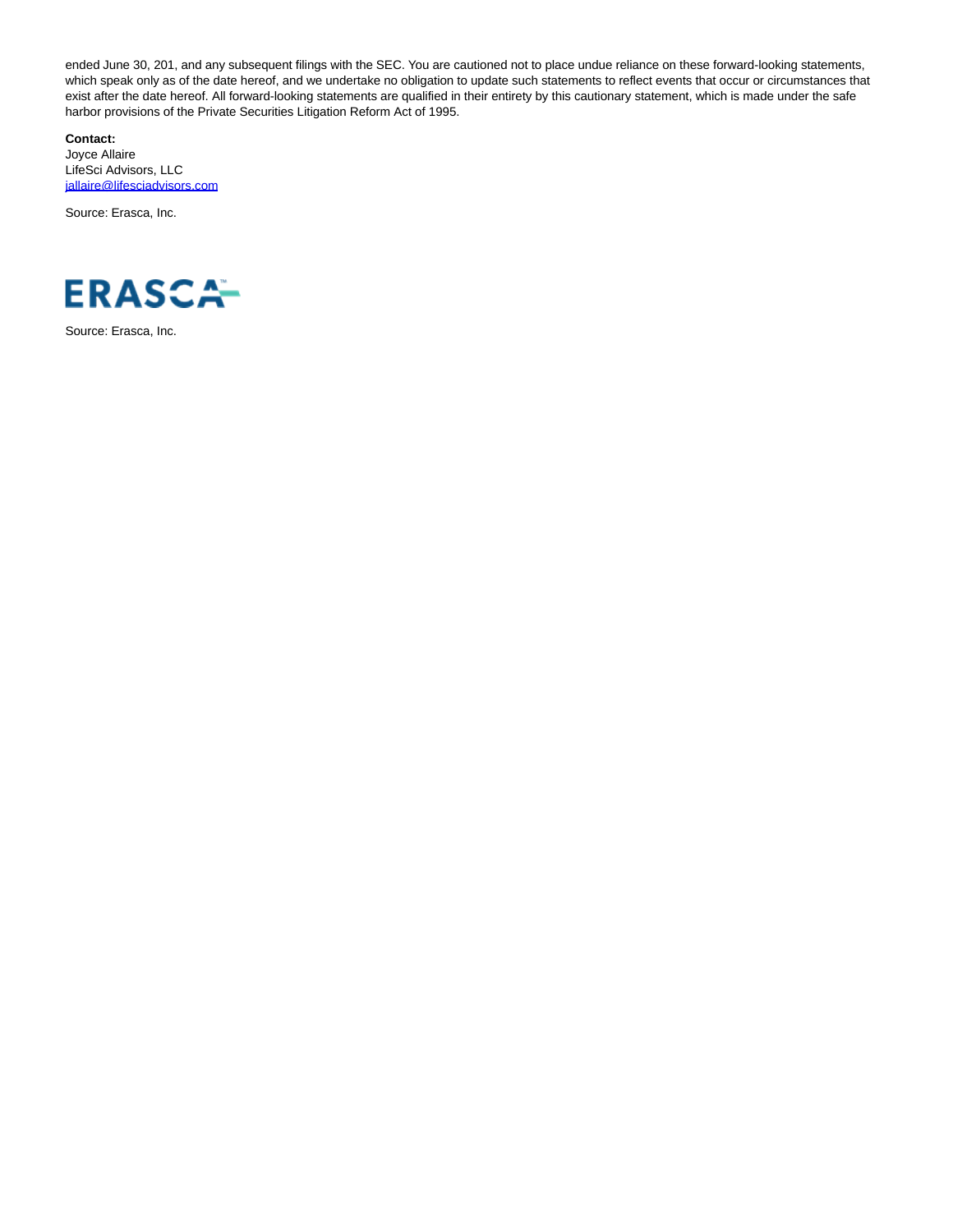ended June 30, 201, and any subsequent filings with the SEC. You are cautioned not to place undue reliance on these forward-looking statements, which speak only as of the date hereof, and we undertake no obligation to update such statements to reflect events that occur or circumstances that exist after the date hereof. All forward-looking statements are qualified in their entirety by this cautionary statement, which is made under the safe harbor provisions of the Private Securities Litigation Reform Act of 1995.

**Contact:**
Joyce Allaire
LifeSci Advisors, LLC
jallaire@lifesciadvisors.com

Source: Erasca, Inc.

ERASCA™

Source: Erasca, Inc.